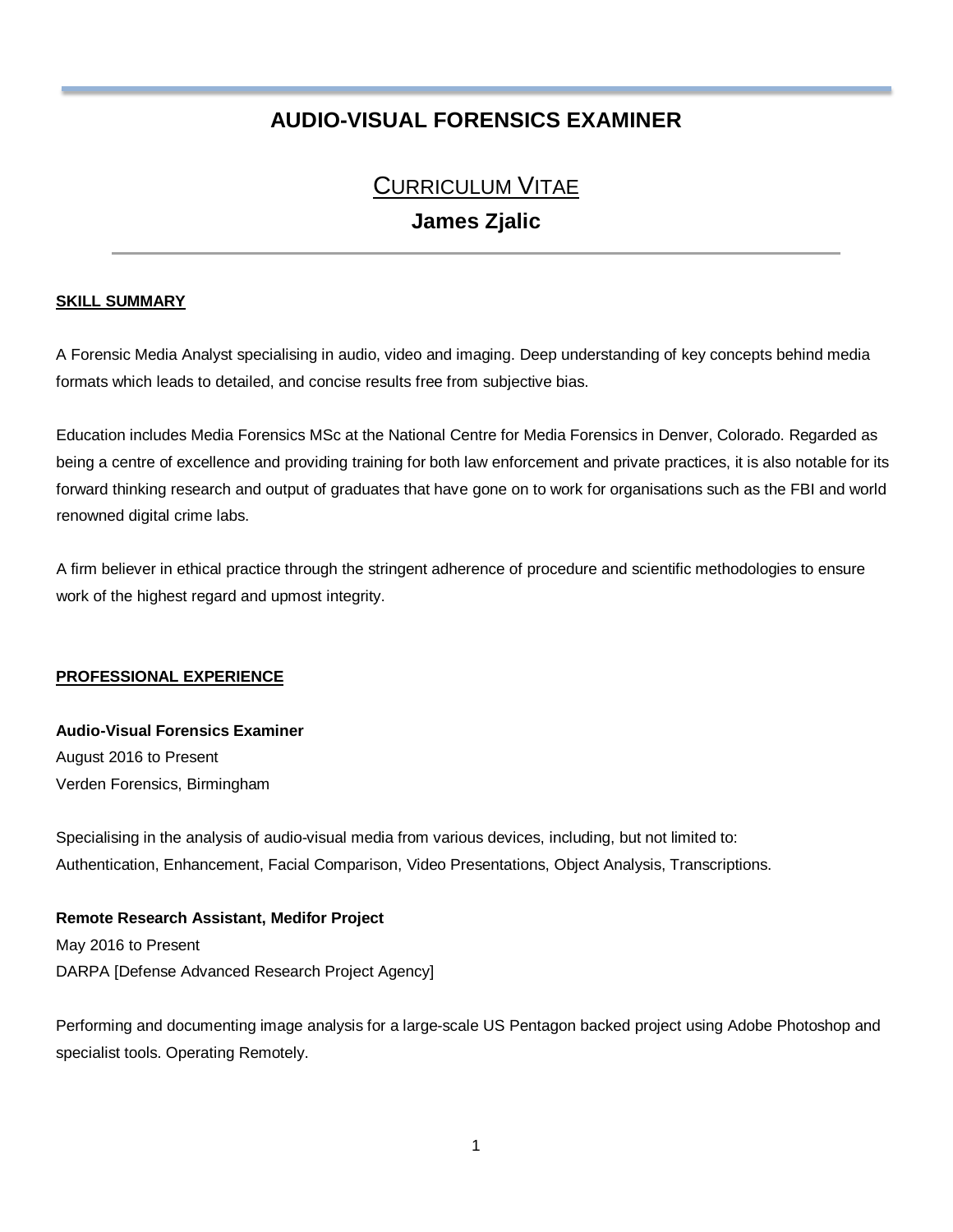# AUDIO-VISUAL FORENSICS EXAMINER

## CURRICULUM VITAE

## James Zjalic

---

**SKILL SUMMARY**

A Forensic Media Analyst specialising in audio, video and imaging. Deep understanding of key concepts behind media formats which leads to detailed, and concise results free from subjective bias.

Education includes Media Forensics MSc at the National Centre for Media Forensics in Denver, Colorado. Regarded as being a centre of excellence and providing training for both law enforcement and private practices, it is also notable for its forward thinking research and output of graduates that have gone on to work for organisations such as the FBI and world renowned digital crime labs.

A firm believer in ethical practice through the stringent adherence of procedure and scientific methodologies to ensure work of the highest regard and upmost integrity.

**PROFESSIONAL EXPERIENCE**

**Audio-Visual Forensics Examiner**
August 2016 to Present
Verden Forensics, Birmingham

Specialising in the analysis of audio-visual media from various devices, including, but not limited to:
Authentication, Enhancement, Facial Comparison, Video Presentations, Object Analysis, Transcriptions.

**Remote Research Assistant, Medifor Project**
May 2016 to Present
DARPA [Defense Advanced Research Project Agency]

Performing and documenting image analysis for a large-scale US Pentagon backed project using Adobe Photoshop and specialist tools. Operating Remotely.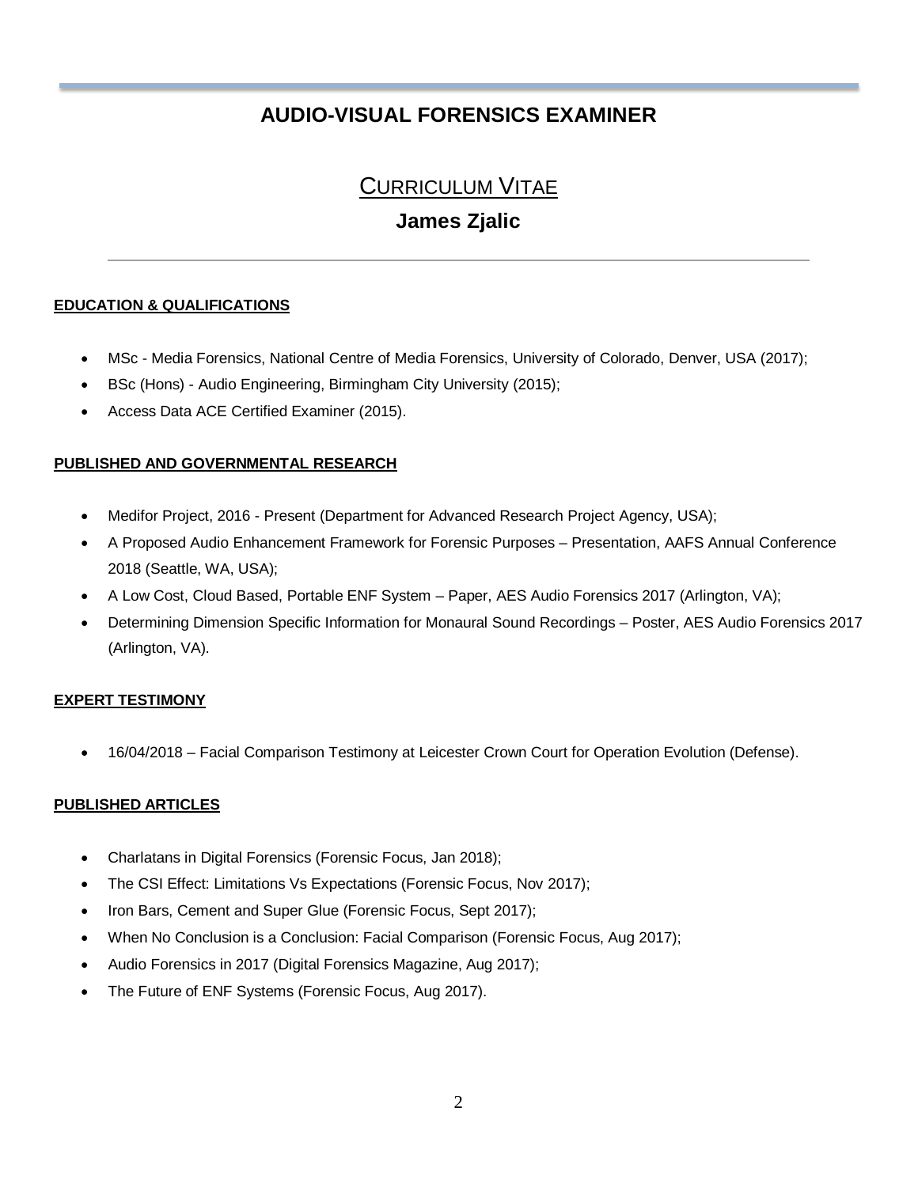# AUDIO-VISUAL FORENSICS EXAMINER

## CURRICULUM VITAE

## James Zjalic

---

**EDUCATION & QUALIFICATIONS**

- MSc - Media Forensics, National Centre of Media Forensics, University of Colorado, Denver, USA (2017);
- BSc (Hons) - Audio Engineering, Birmingham City University (2015);
- Access Data ACE Certified Examiner (2015).

**PUBLISHED AND GOVERNMENTAL RESEARCH**

- Medifor Project, 2016 - Present (Department for Advanced Research Project Agency, USA);
- A Proposed Audio Enhancement Framework for Forensic Purposes – Presentation, AAFS Annual Conference 2018 (Seattle, WA, USA);
- A Low Cost, Cloud Based, Portable ENF System – Paper, AES Audio Forensics 2017 (Arlington, VA);
- Determining Dimension Specific Information for Monaural Sound Recordings – Poster, AES Audio Forensics 2017 (Arlington, VA).

**EXPERT TESTIMONY**

- 16/04/2018 – Facial Comparison Testimony at Leicester Crown Court for Operation Evolution (Defense).

**PUBLISHED ARTICLES**

- Charlatans in Digital Forensics (Forensic Focus, Jan 2018);
- The CSI Effect: Limitations Vs Expectations (Forensic Focus, Nov 2017);
- Iron Bars, Cement and Super Glue (Forensic Focus, Sept 2017);
- When No Conclusion is a Conclusion: Facial Comparison (Forensic Focus, Aug 2017);
- Audio Forensics in 2017 (Digital Forensics Magazine, Aug 2017);
- The Future of ENF Systems (Forensic Focus, Aug 2017).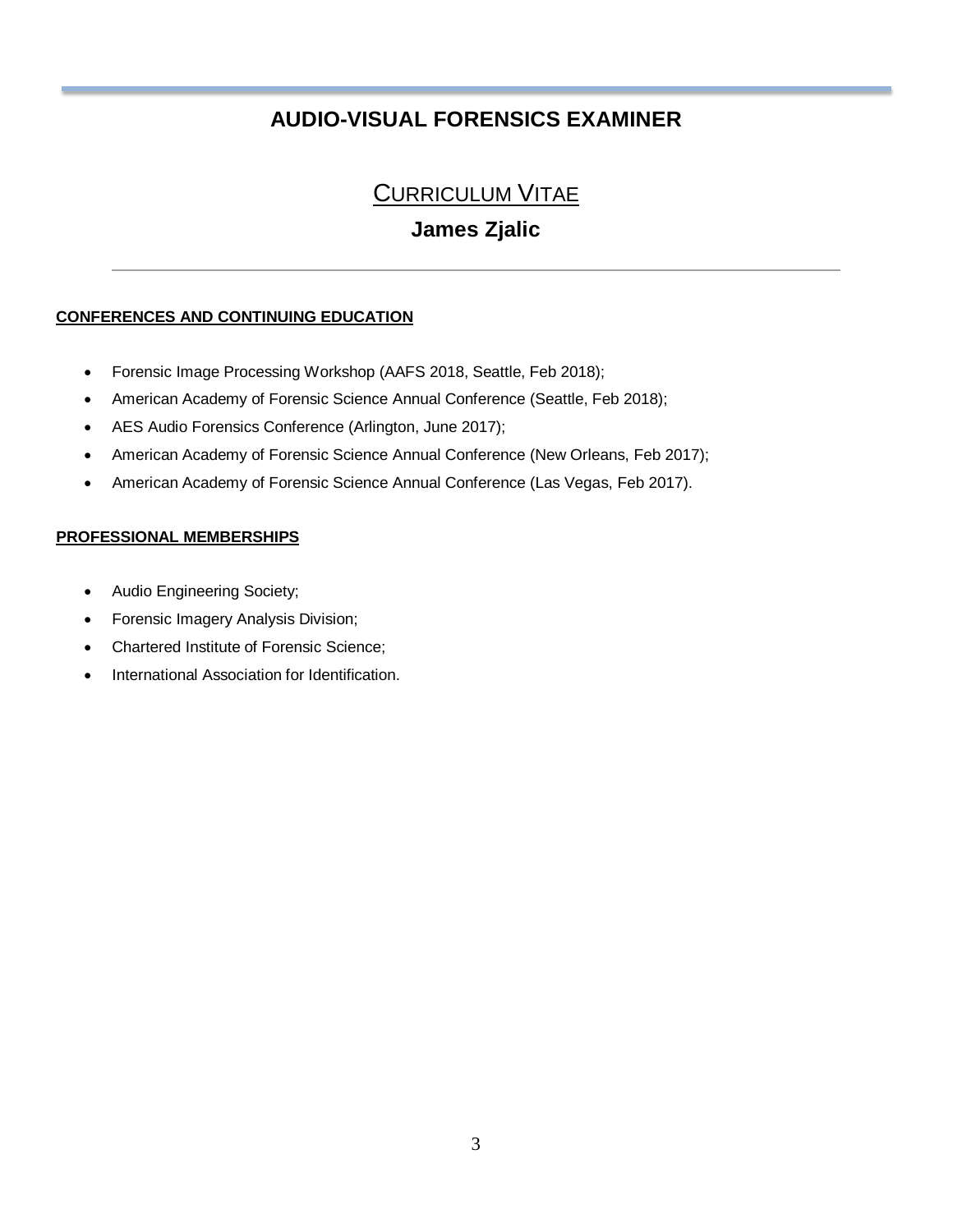# AUDIO-VISUAL FORENSICS EXAMINER

## CURRICULUM VITAE

## James Zjalic

---

**CONFERENCES AND CONTINUING EDUCATION**

- Forensic Image Processing Workshop (AAFS 2018, Seattle, Feb 2018);
- American Academy of Forensic Science Annual Conference (Seattle, Feb 2018);
- AES Audio Forensics Conference (Arlington, June 2017);
- American Academy of Forensic Science Annual Conference (New Orleans, Feb 2017);
- American Academy of Forensic Science Annual Conference (Las Vegas, Feb 2017).

**PROFESSIONAL MEMBERSHIPS**

- Audio Engineering Society;
- Forensic Imagery Analysis Division;
- Chartered Institute of Forensic Science;
- International Association for Identification.